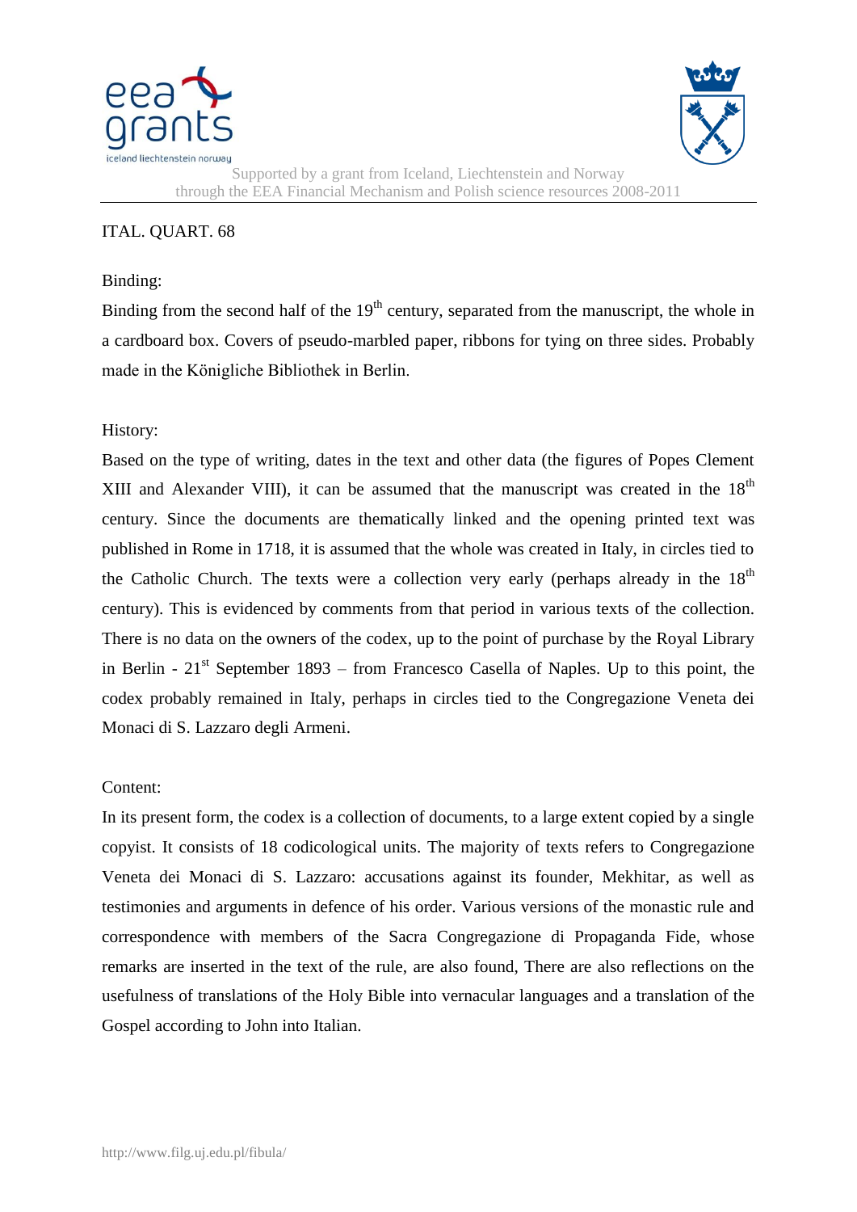# ITAL. QUART. 68

## Binding:

Binding from the second half of the 19th century, separated from the manuscript, the whole in a cardboard box. Covers of pseudo-marbled paper, ribbons for tying on three sides. Probably made in the Königliche Bibliothek in Berlin.

## History:

Based on the type of writing, dates in the text and other data (the figures of Popes Clement XIII and Alexander VIII), it can be assumed that the manuscript was created in the 18th century. Since the documents are thematically linked and the opening printed text was published in Rome in 1718, it is assumed that the whole was created in Italy, in circles tied to the Catholic Church. The texts were a collection very early (perhaps already in the 18th century). This is evidenced by comments from that period in various texts of the collection. There is no data on the owners of the codex, up to the point of purchase by the Royal Library in Berlin - 21st September 1893 – from Francesco Casella of Naples. Up to this point, the codex probably remained in Italy, perhaps in circles tied to the Congregazione Veneta dei Monaci di S. Lazzaro degli Armeni.

## Content:

In its present form, the codex is a collection of documents, to a large extent copied by a single copyist. It consists of 18 codicological units. The majority of texts refers to Congregazione Veneta dei Monaci di S. Lazzaro: accusations against its founder, Mekhitar, as well as testimonies and arguments in defence of his order. Various versions of the monastic rule and correspondence with members of the Sacra Congregazione di Propaganda Fide, whose remarks are inserted in the text of the rule, are also found, There are also reflections on the usefulness of translations of the Holy Bible into vernacular languages and a translation of the Gospel according to John into Italian.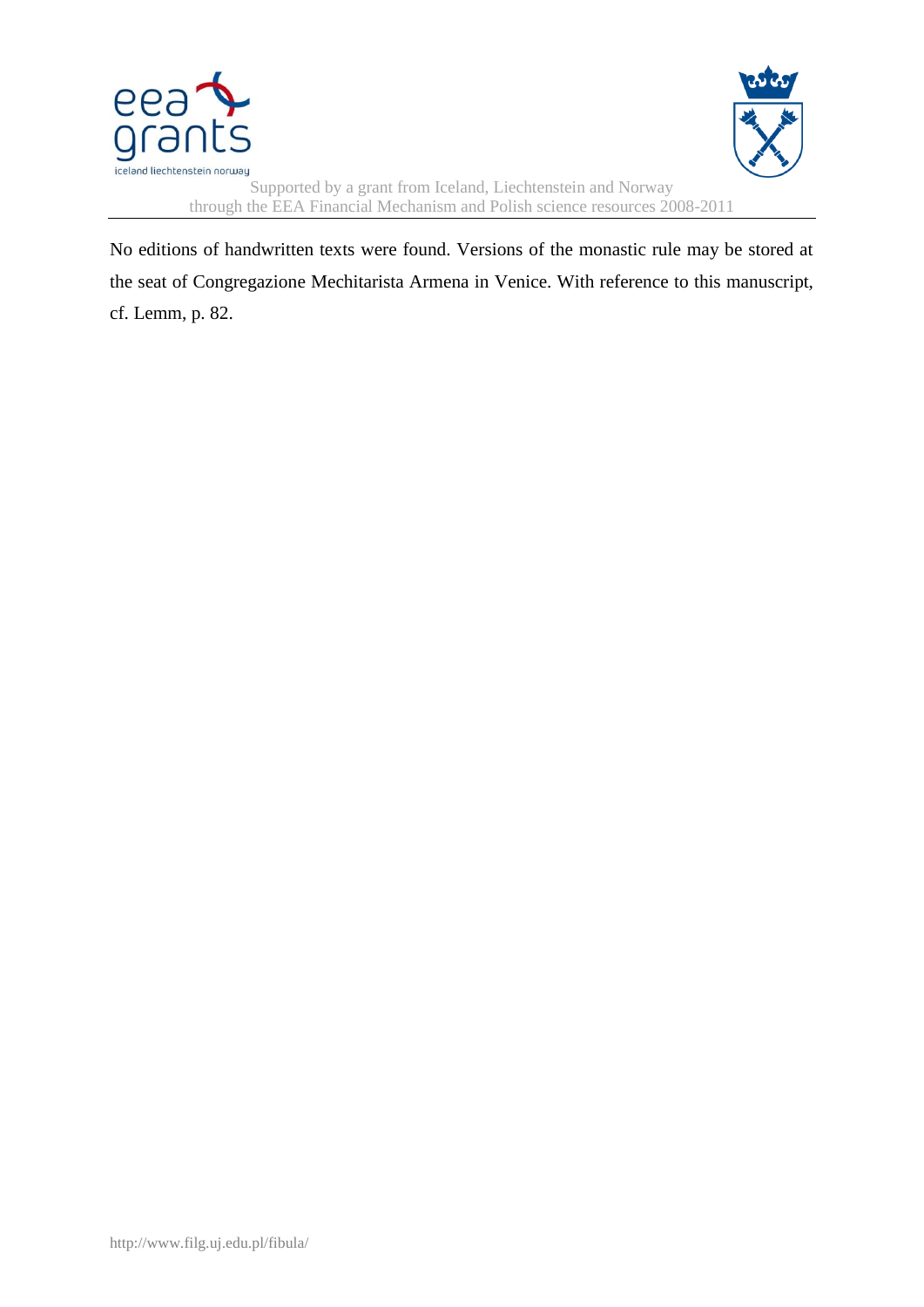No editions of handwritten texts were found. Versions of the monastic rule may be stored at the seat of Congregazione Mechitarista Armena in Venice. With reference to this manuscript, cf. Lemm, p. 82.